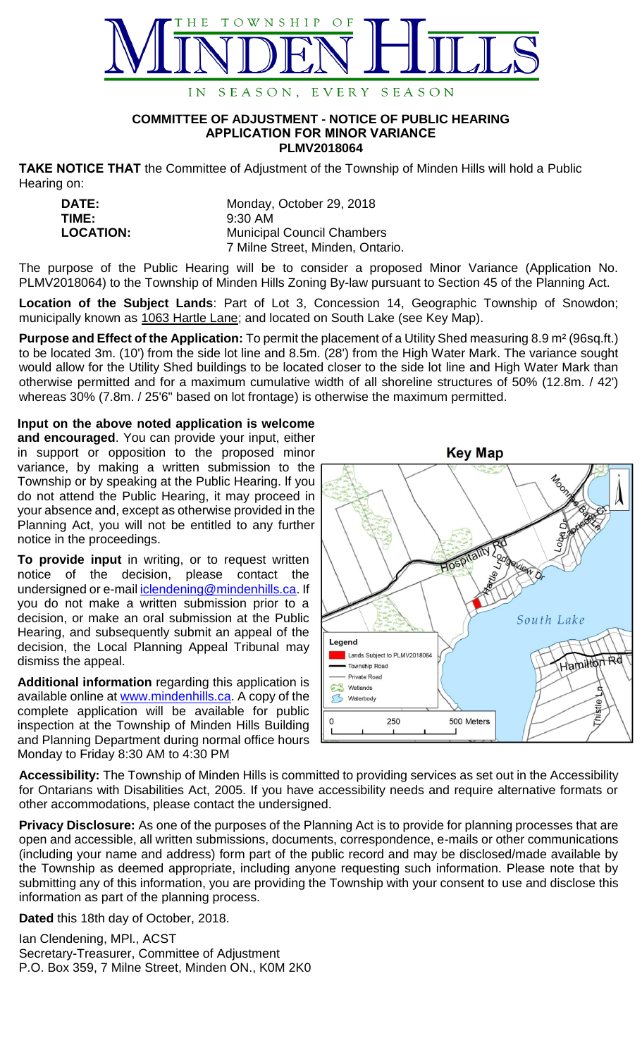# THE TOWNSHIP OF MINDEN HILLS

IN SEASON, EVERY SEASON

**COMMITTEE OF ADJUSTMENT - NOTICE OF PUBLIC HEARING**
**APPLICATION FOR MINOR VARIANCE**
**PLMV2018064**

**TAKE NOTICE THAT** the Committee of Adjustment of the Township of Minden Hills will hold a Public Hearing on:

| | |
|---|---|
| **DATE:** | Monday, October 29, 2018 |
| **TIME:** | 9:30 AM |
| **LOCATION:** | Municipal Council Chambers<br>7 Milne Street, Minden, Ontario. |

The purpose of the Public Hearing will be to consider a proposed Minor Variance (Application No. PLMV2018064) to the Township of Minden Hills Zoning By-law pursuant to Section 45 of the Planning Act.

**Location of the Subject Lands**: Part of Lot 3, Concession 14, Geographic Township of Snowdon; municipally known as 1063 Hartle Lane; and located on South Lake (see Key Map).

**Purpose and Effect of the Application:** To permit the placement of a Utility Shed measuring 8.9 m² (96sq.ft.) to be located 3m. (10') from the side lot line and 8.5m. (28') from the High Water Mark. The variance sought would allow for the Utility Shed buildings to be located closer to the side lot line and High Water Mark than otherwise permitted and for a maximum cumulative width of all shoreline structures of 50% (12.8m. / 42') whereas 30% (7.8m. / 25'6" based on lot frontage) is otherwise the maximum permitted.

**Input on the above noted application is welcome and encouraged**. You can provide your input, either in support or opposition to the proposed minor variance, by making a written submission to the Township or by speaking at the Public Hearing. If you do not attend the Public Hearing, it may proceed in your absence and, except as otherwise provided in the Planning Act, you will not be entitled to any further notice in the proceedings.

**To provide input** in writing, or to request written notice of the decision, please contact the undersigned or e-mail iclendening@mindenhills.ca. If you do not make a written submission prior to a decision, or make an oral submission at the Public Hearing, and subsequently submit an appeal of the decision, the Local Planning Appeal Tribunal may dismiss the appeal.

**Additional information** regarding this application is available online at www.mindenhills.ca. A copy of the complete application will be available for public inspection at the Township of Minden Hills Building and Planning Department during normal office hours Monday to Friday 8:30 AM to 4:30 PM

**Key Map**

Legend: Lands Subject to PLMV2018064; Township Road; Private Road; Wetlands; Waterbody

0 — 250 — 500 Meters

**Accessibility:** The Township of Minden Hills is committed to providing services as set out in the Accessibility for Ontarians with Disabilities Act, 2005. If you have accessibility needs and require alternative formats or other accommodations, please contact the undersigned.

**Privacy Disclosure:** As one of the purposes of the Planning Act is to provide for planning processes that are open and accessible, all written submissions, documents, correspondence, e-mails or other communications (including your name and address) form part of the public record and may be disclosed/made available by the Township as deemed appropriate, including anyone requesting such information. Please note that by submitting any of this information, you are providing the Township with your consent to use and disclose this information as part of the planning process.

**Dated** this 18th day of October, 2018.

Ian Clendening, MPl., ACST
Secretary-Treasurer, Committee of Adjustment
P.O. Box 359, 7 Milne Street, Minden ON., K0M 2K0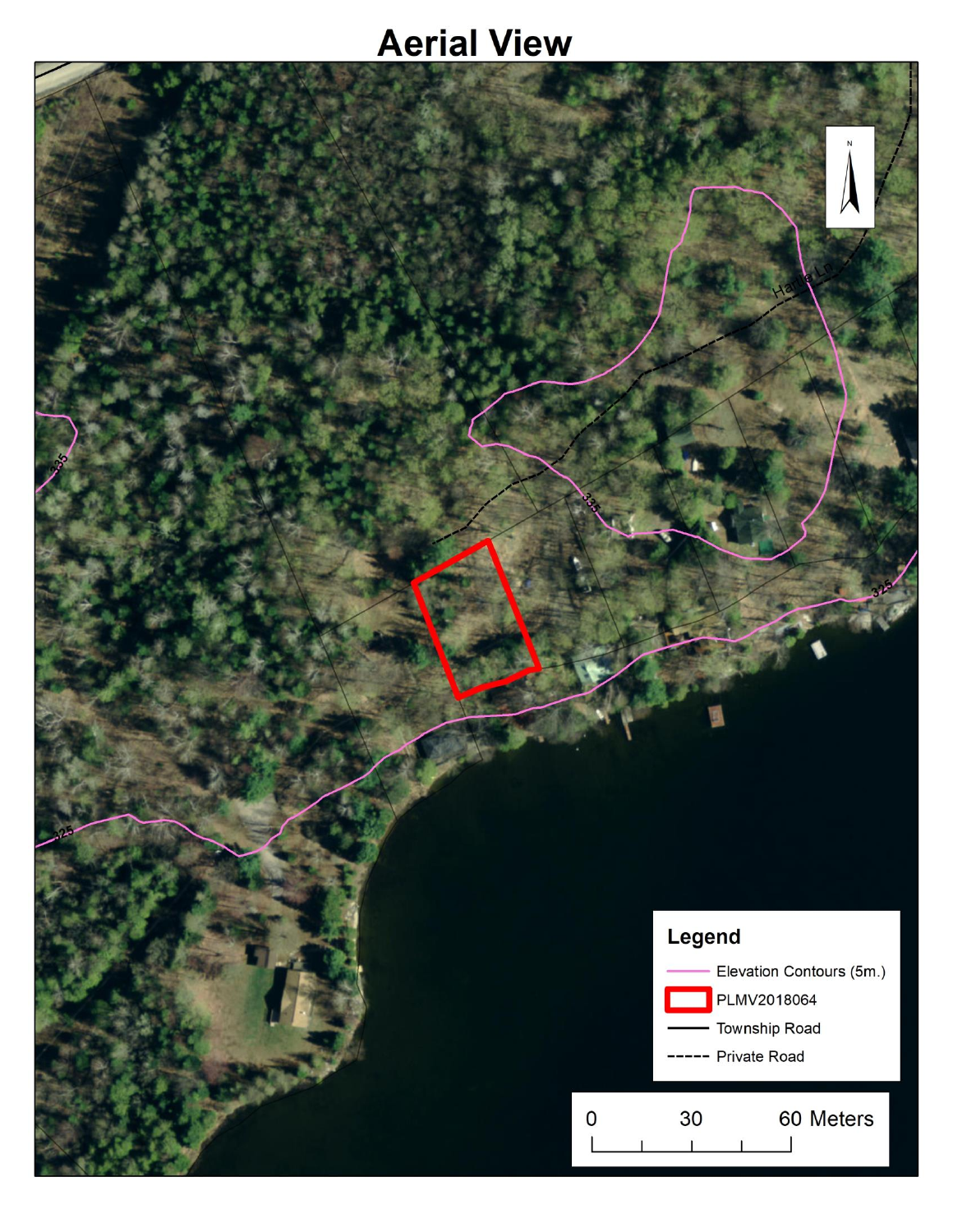# Aerial View

**Legend**

- Elevation Contours (5m.)
- PLMV2018064
- Township Road
- Private Road

0 30 60 Meters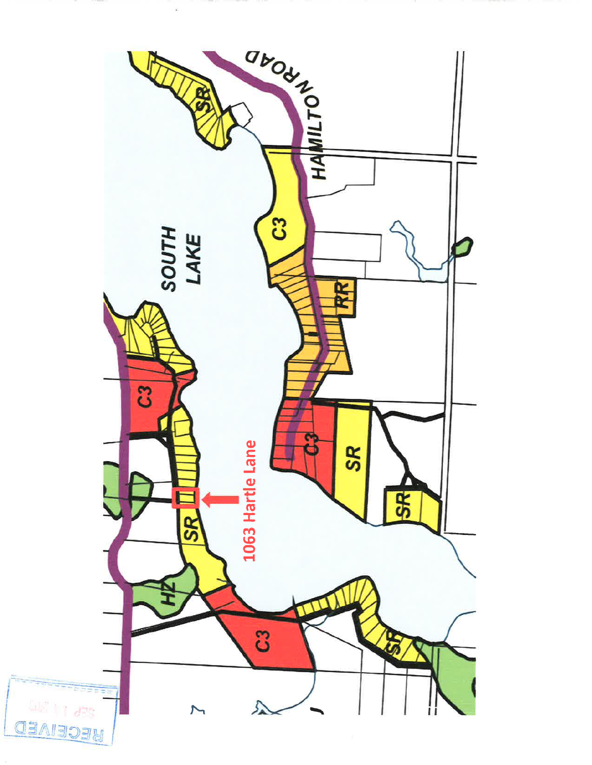SOUTH LAKE

HAMILTON ROAD

C3

RR

C3

SR

SR

SR

C3

SR

HZ

C3

SR

SR

1063 Hartle Lane

RECEIVED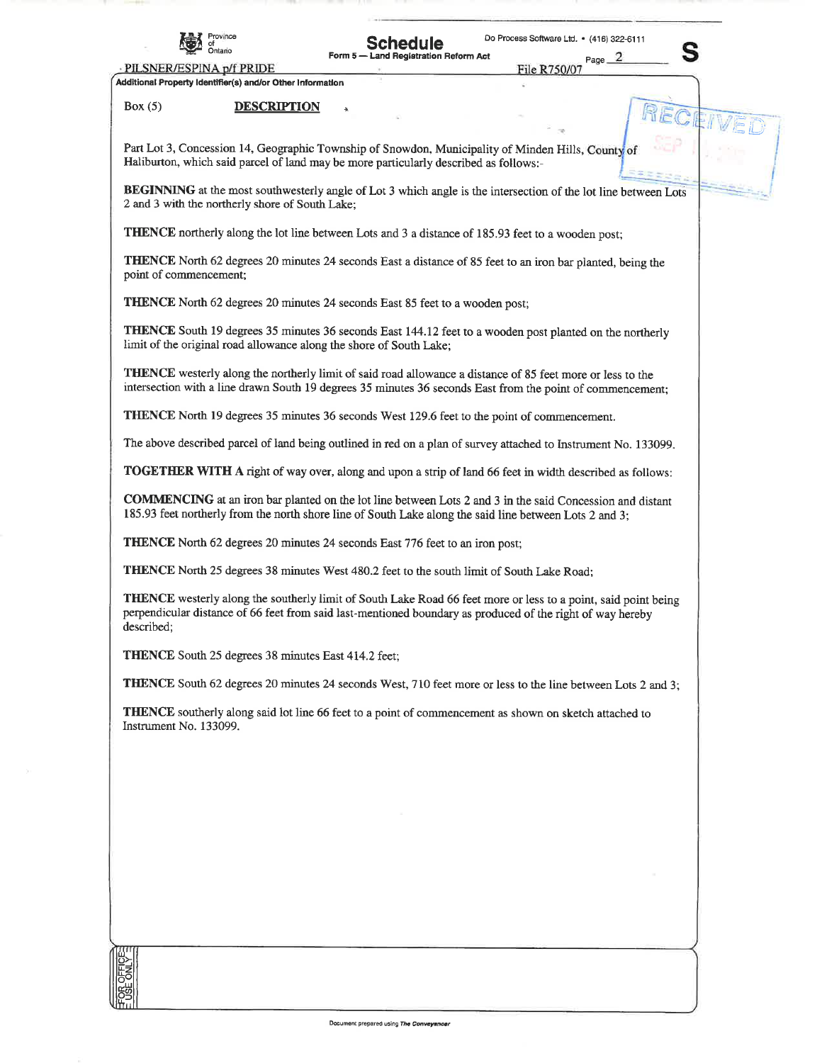Schedule

Form 5 — Land Registration Reform Act

PILSNER/ESPINA p/f PRIDE

File R750/07

**Additional Property Identifier(s) and/or Other Information**

Box (5) **DESCRIPTION**

Part Lot 3, Concession 14, Geographic Township of Snowdon, Municipality of Minden Hills, County of Haliburton, which said parcel of land may be more particularly described as follows:-

**BEGINNING** at the most southwesterly angle of Lot 3 which angle is the intersection of the lot line between Lots 2 and 3 with the northerly shore of South Lake;

**THENCE** northerly along the lot line between Lots and 3 a distance of 185.93 feet to a wooden post;

**THENCE** North 62 degrees 20 minutes 24 seconds East a distance of 85 feet to an iron bar planted, being the point of commencement;

**THENCE** North 62 degrees 20 minutes 24 seconds East 85 feet to a wooden post;

**THENCE** South 19 degrees 35 minutes 36 seconds East 144.12 feet to a wooden post planted on the northerly limit of the original road allowance along the shore of South Lake;

**THENCE** westerly along the northerly limit of said road allowance a distance of 85 feet more or less to the intersection with a line drawn South 19 degrees 35 minutes 36 seconds East from the point of commencement;

**THENCE** North 19 degrees 35 minutes 36 seconds West 129.6 feet to the point of commencement.

The above described parcel of land being outlined in red on a plan of survey attached to Instrument No. 133099.

**TOGETHER WITH A** right of way over, along and upon a strip of land 66 feet in width described as follows:

**COMMENCING** at an iron bar planted on the lot line between Lots 2 and 3 in the said Concession and distant 185.93 feet northerly from the north shore line of South Lake along the said line between Lots 2 and 3;

**THENCE** North 62 degrees 20 minutes 24 seconds East 776 feet to an iron post;

**THENCE** North 25 degrees 38 minutes West 480.2 feet to the south limit of South Lake Road;

**THENCE** westerly along the southerly limit of South Lake Road 66 feet more or less to a point, said point being perpendicular distance of 66 feet from said last-mentioned boundary as produced of the right of way hereby described;

**THENCE** South 25 degrees 38 minutes East 414.2 feet;

**THENCE** South 62 degrees 20 minutes 24 seconds West, 710 feet more or less to the line between Lots 2 and 3;

**THENCE** southerly along said lot line 66 feet to a point of commencement as shown on sketch attached to Instrument No. 133099.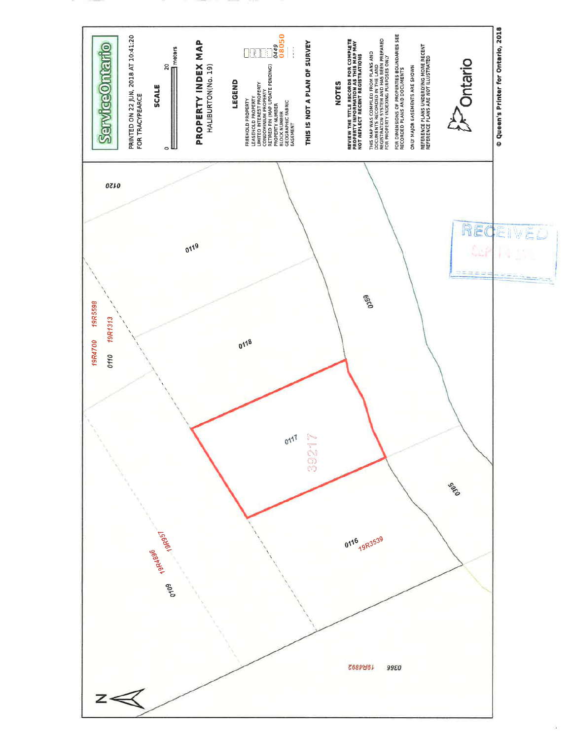# ServiceOntario

PRINTED ON 22 JUN, 2018 AT 10:41:20
FOR TRACYPEARCE

**SCALE**

0 — 20 meters

## PROPERTY INDEX MAP

HALIBURTON(No. 19)

### LEGEND

- FREEHOLD PROPERTY
- LEASEHOLD PROPERTY
- LIMITED INTEREST PROPERTY
- CONDOMINIUM PROPERTY
- RETIRED PIN (MAP UPDATE PENDING)
- PROPERTY NUMBER — 0449
- BLOCK NUMBER — 08050
- GEOGRAPHIC FABRIC
- EASEMENT

**THIS IS NOT A PLAN OF SURVEY**

### NOTES

**REVIEW THE TITLE RECORDS FOR COMPLETE PROPERTY INFORMATION AS THIS MAP MAY NOT REFLECT RECENT REGISTRATIONS**

THIS MAP WAS COMPILED FROM PLANS AND DOCUMENTS RECORDED IN THE LAND REGISTRATION SYSTEM AND HAS BEEN PREPARED FOR PROPERTY INDEXING PURPOSES ONLY

FOR DIMENSIONS OF PROPERTIES BOUNDARIES SEE RECORDED PLANS AND DOCUMENTS

ONLY MAJOR EASEMENTS ARE SHOWN

REFERENCE PLANS UNDERLYING MORE RECENT REFERENCE PLANS ARE NOT ILLUSTRATED

Ontario

© Queen's Printer for Ontario, 2018

Map labels: 0120, 0119, 0118, 0117, 0116, 0110, 0109, 0359, 0365, 0366, 39217, 19R4700, 19R5598, 19R1313, 19R4896, 19R957, 19R3539, 19R4892

RECEIVED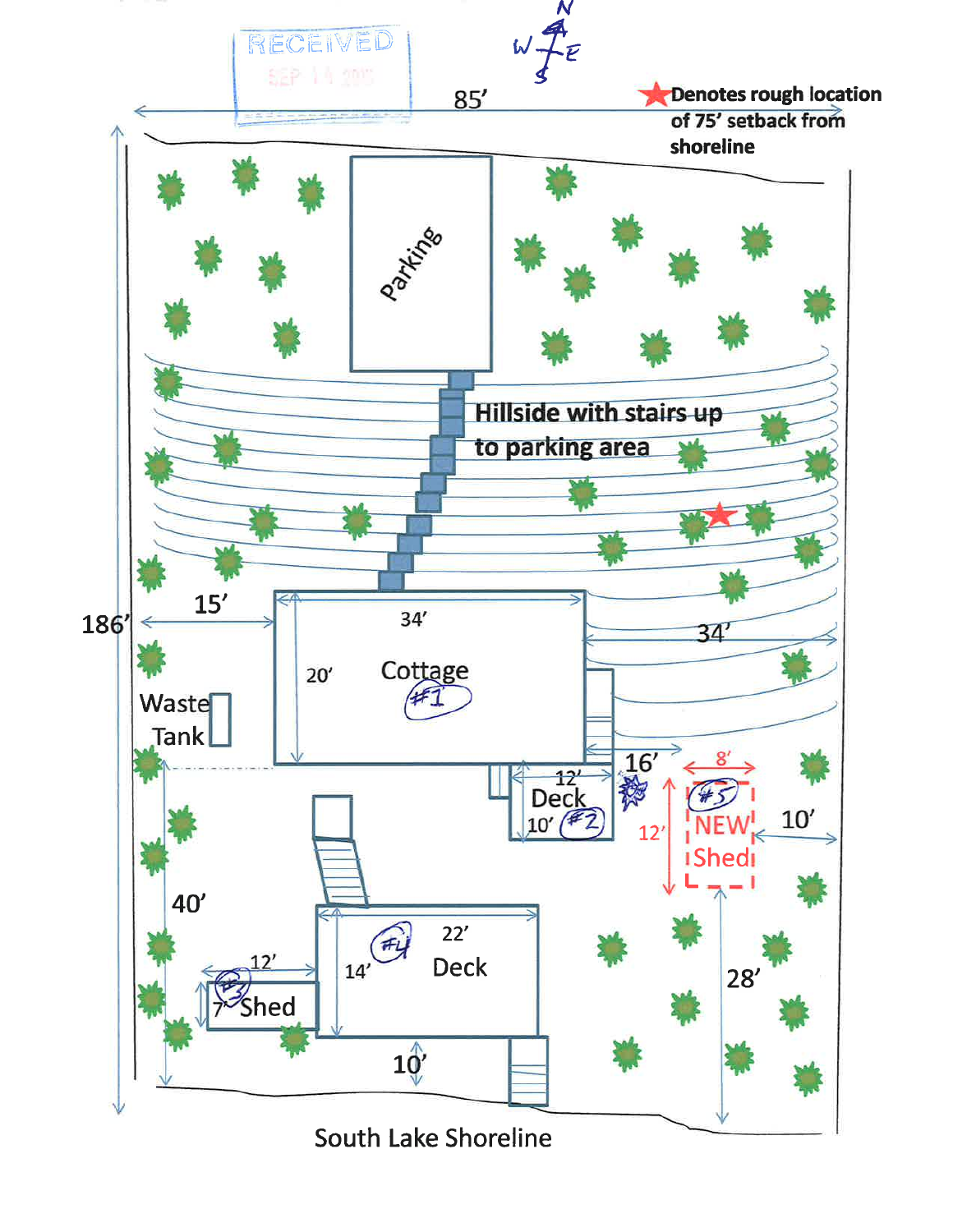RECEIVED

SEP 14 20__

N
W E
S

85'

★ Denotes rough location of 75' setback from shoreline

Parking

Hillside with stairs up to parking area

186'

15'

34'

20'

Cottage

#1

34'

Waste Tank

16'

12'

Deck

10'

#2

8'

#5

NEW Shed

12'

10'

40'

22'

#4

Deck

14'

12'

#3

7'

Shed

28'

10'

South Lake Shoreline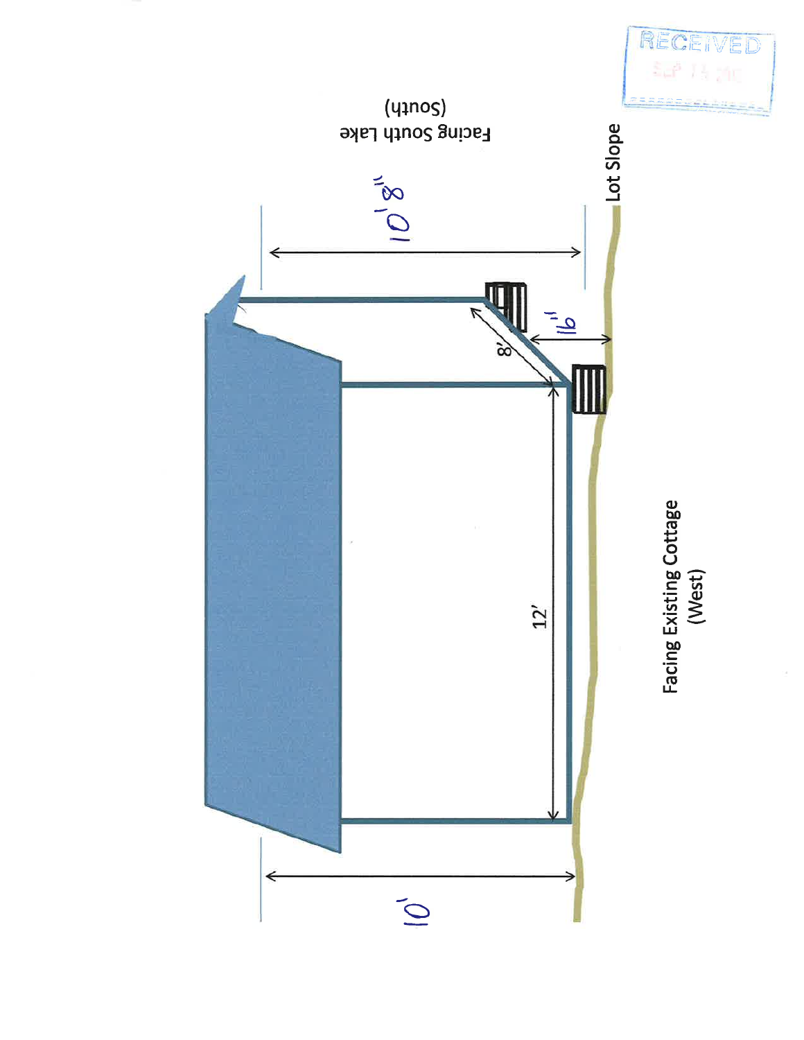RECEIVED

Facing South Lake
(South)

10'8"

Lot Slope

16"

8'

12'

10'

Facing Existing Cottage
(West)